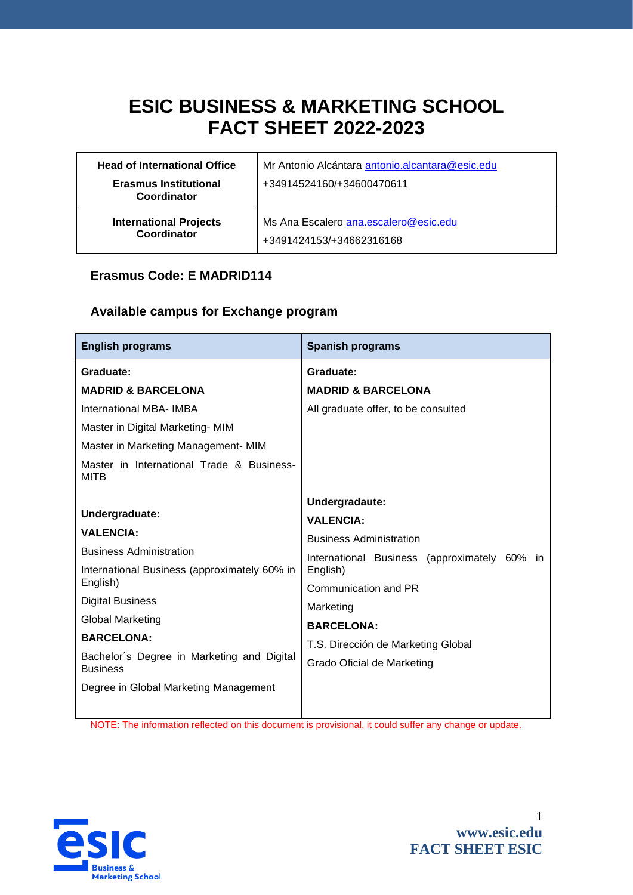# ESIC BUSINESS & MARKETING SCHOOL FACT SHEET 2022-2023

| | |
|---|---|
| **Head of International Office**<br>**Erasmus Institutional Coordinator** | Mr Antonio Alcántara antonio.alcantara@esic.edu<br>+34914524160/+34600470611 |
| **International Projects Coordinator** | Ms Ana Escalero ana.escalero@esic.edu<br>+3491424153/+34662316168 |

### Erasmus Code: E MADRID114

### Available campus for Exchange program

| English programs | Spanish programs |
|---|---|
| **Graduate:**<br>**MADRID & BARCELONA**<br>International MBA- IMBA<br>Master in Digital Marketing- MIM<br>Master in Marketing Management- MIM<br>Master in International Trade & Business- MITB<br><br>**Undergraduate:**<br>**VALENCIA:**<br>Business Administration<br>International Business (approximately 60% in English)<br>Digital Business<br>Global Marketing<br>**BARCELONA:**<br>Bachelor´s Degree in Marketing and Digital Business<br>Degree in Global Marketing Management | **Graduate:**<br>**MADRID & BARCELONA**<br>All graduate offer, to be consulted<br><br>**Undergradaute:**<br>**VALENCIA:**<br>Business Administration<br>International Business (approximately 60% in English)<br>Communication and PR<br>Marketing<br>**BARCELONA:**<br>T.S. Dirección de Marketing Global<br>Grado Oficial de Marketing |

NOTE: The information reflected on this document is provisional, it could suffer any change or update.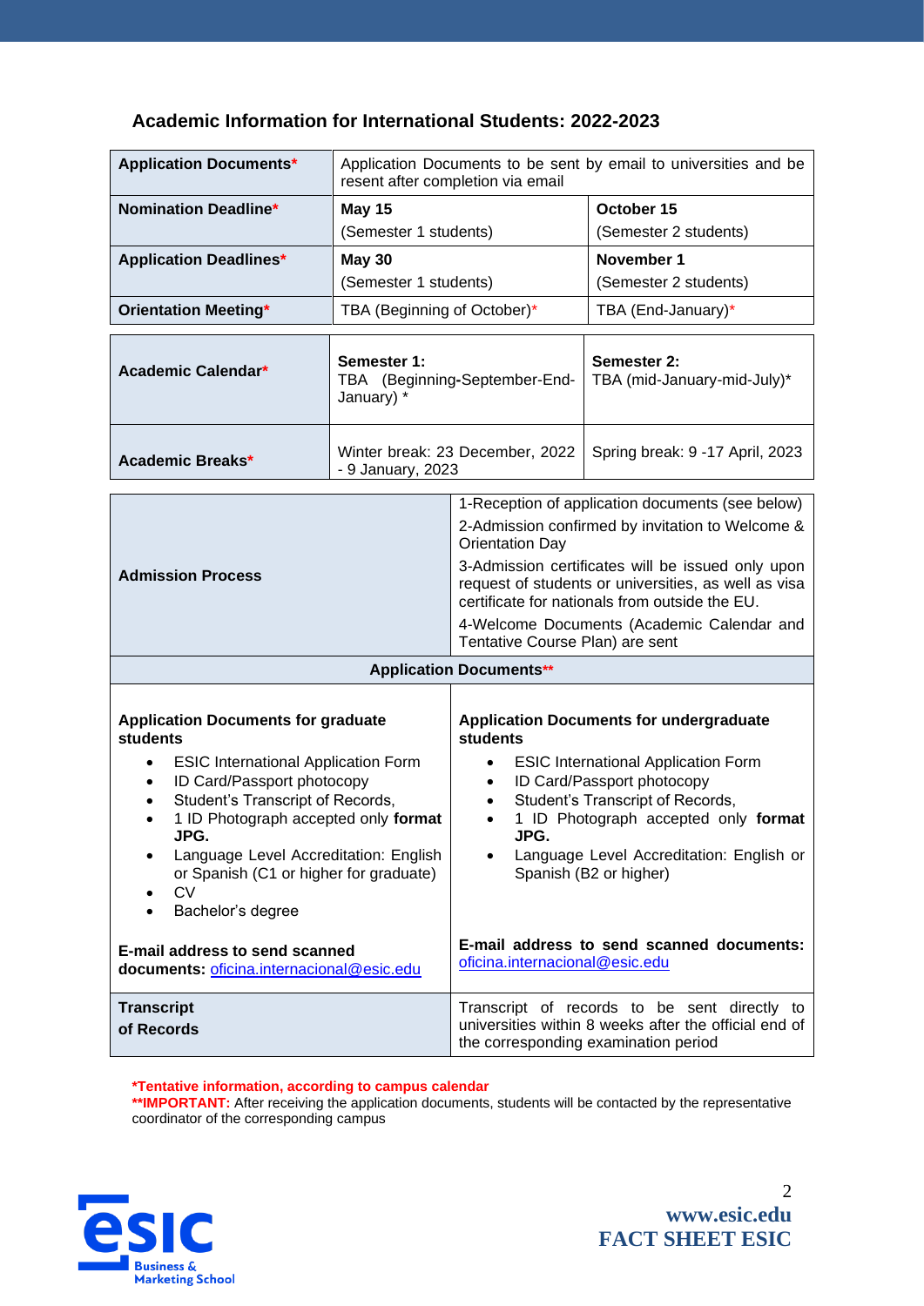## Academic Information for International Students: 2022-2023

| | | |
|---|---|---|
| **Application Documents*** | Application Documents to be sent by email to universities and be resent after completion via email | |
| **Nomination Deadline*** | **May 15** (Semester 1 students) | **October 15** (Semester 2 students) |
| **Application Deadlines*** | **May 30** (Semester 1 students) | **November 1** (Semester 2 students) |
| **Orientation Meeting*** | TBA (Beginning of October)* | TBA (End-January)* |

| | | |
|---|---|---|
| **Academic Calendar*** | **Semester 1:** TBA (Beginning-September-End-January) * | **Semester 2:** TBA (mid-January-mid-July)* |
| **Academic Breaks*** | Winter break: 23 December, 2022 - 9 January, 2023 | Spring break: 9 -17 April, 2023 |

| | |
|---|---|
| **Admission Process** | 1-Reception of application documents (see below)<br>2-Admission confirmed by invitation to Welcome & Orientation Day<br>3-Admission certificates will be issued only upon request of students or universities, as well as visa certificate for nationals from outside the EU.<br>4-Welcome Documents (Academic Calendar and Tentative Course Plan) are sent |
| **Application Documents**** | |
| **Application Documents for graduate students**<br>• ESIC International Application Form<br>• ID Card/Passport photocopy<br>• Student's Transcript of Records,<br>• 1 ID Photograph accepted only **format JPG.**<br>• Language Level Accreditation: English or Spanish (C1 or higher for graduate)<br>• CV<br>• Bachelor's degree<br><br>**E-mail address to send scanned documents:** oficina.internacional@esic.edu | **Application Documents for undergraduate students**<br>• ESIC International Application Form<br>• ID Card/Passport photocopy<br>• Student's Transcript of Records,<br>• 1 ID Photograph accepted only **format JPG.**<br>• Language Level Accreditation: English or Spanish (B2 or higher)<br><br>**E-mail address to send scanned documents:** oficina.internacional@esic.edu |
| **Transcript of Records** | Transcript of records to be sent directly to universities within 8 weeks after the official end of the corresponding examination period |

***Tentative information, according to campus calendar**

****IMPORTANT:** After receiving the application documents, students will be contacted by the representative coordinator of the corresponding campus

www.esic.edu
FACT SHEET ESIC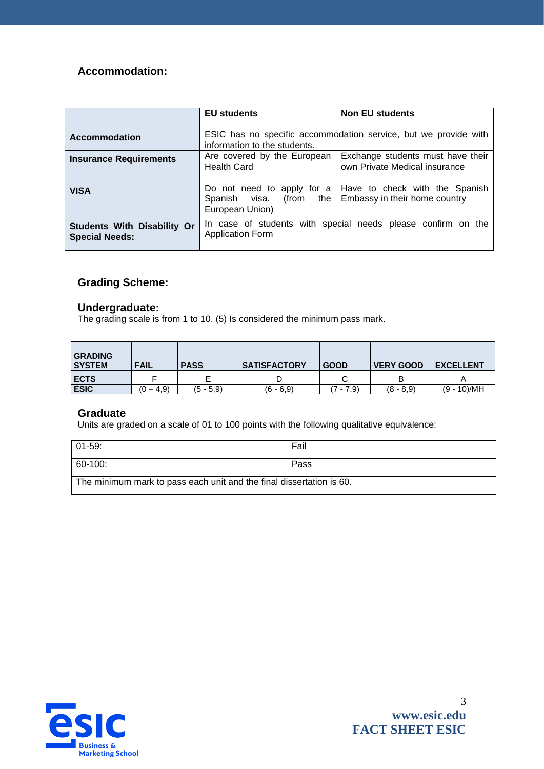## Accommodation:

| | EU students | Non EU students |
|---|---|---|
| **Accommodation** | ESIC has no specific accommodation service, but we provide with information to the students. | |
| **Insurance Requirements** | Are covered by the European Health Card | Exchange students must have their own Private Medical insurance |
| **VISA** | Do not need to apply for a Spanish visa. (from the European Union) | Have to check with the Spanish Embassy in their home country |
| **Students With Disability Or Special Needs:** | In case of students with special needs please confirm on the Application Form | |

## Grading Scheme:

### Undergraduate:

The grading scale is from 1 to 10. (5) Is considered the minimum pass mark.

| GRADING SYSTEM | FAIL | PASS | SATISFACTORY | GOOD | VERY GOOD | EXCELLENT |
|---|---|---|---|---|---|---|
| **ECTS** | F | E | D | C | B | A |
| **ESIC** | (0 – 4,9) | (5 - 5,9) | (6 - 6,9) | (7 - 7,9) | (8 - 8,9) | (9 - 10)/MH |

### Graduate

Units are graded on a scale of 01 to 100 points with the following qualitative equivalence:

| | |
|---|---|
| 01-59: | Fail |
| 60-100: | Pass |
| The minimum mark to pass each unit and the final dissertation is 60. | |

www.esic.edu
FACT SHEET ESIC